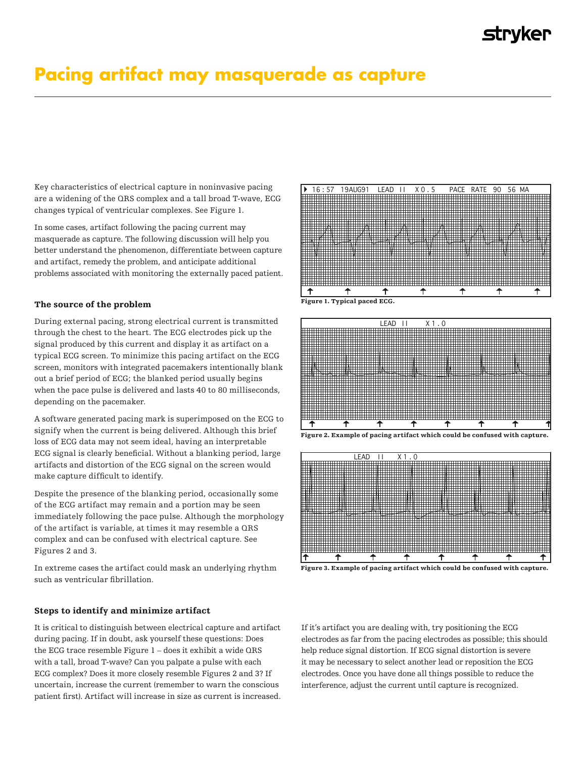# Pacing artifact may masquerade as capture

Key characteristics of electrical capture in noninvasive pacing are a widening of the QRS complex and a tall broad T-wave, ECG changes typical of ventricular complexes. See Figure 1.

In some cases, artifact following the pacing current may masquerade as capture. The following discussion will help you better understand the phenomenon, differentiate between capture and artifact, remedy the problem, and anticipate additional problems associated with monitoring the externally paced patient.

### The source of the problem

During external pacing, strong electrical current is transmitted through the chest to the heart. The ECG electrodes pick up the signal produced by this current and display it as artifact on a typical ECG screen. To minimize this pacing artifact on the ECG screen, monitors with integrated pacemakers intentionally blank out a brief period of ECG; the blanked period usually begins when the pace pulse is delivered and lasts 40 to 80 milliseconds, depending on the pacemaker.

A software generated pacing mark is superimposed on the ECG to signify when the current is being delivered. Although this brief loss of ECG data may not seem ideal, having an interpretable ECG signal is clearly beneficial. Without a blanking period, large artifacts and distortion of the ECG signal on the screen would make capture difficult to identify.

Despite the presence of the blanking period, occasionally some of the ECG artifact may remain and a portion may be seen immediately following the pace pulse. Although the morphology of the artifact is variable, at times it may resemble a QRS complex and can be confused with electrical capture. See Figures 2 and 3.

In extreme cases the artifact could mask an underlying rhythm such as ventricular fibrillation.

16:57 19AUG91 LEAD II X0.5 PACE RATE 90 56 MA

**Figure 1. Typical paced ECG.**

LEAD II X1.0

**Figure 2. Example of pacing artifact which could be confused with capture.**

LEAD II X1.0

**Figure 3. Example of pacing artifact which could be confused with capture.**

### Steps to identify and minimize artifact

It is critical to distinguish between electrical capture and artifact during pacing. If in doubt, ask yourself these questions: Does the ECG trace resemble Figure 1 – does it exhibit a wide QRS with a tall, broad T-wave? Can you palpate a pulse with each ECG complex? Does it more closely resemble Figures 2 and 3? If uncertain, increase the current (remember to warn the conscious patient first). Artifact will increase in size as current is increased.

If it's artifact you are dealing with, try positioning the ECG electrodes as far from the pacing electrodes as possible; this should help reduce signal distortion. If ECG signal distortion is severe it may be necessary to select another lead or reposition the ECG electrodes. Once you have done all things possible to reduce the interference, adjust the current until capture is recognized.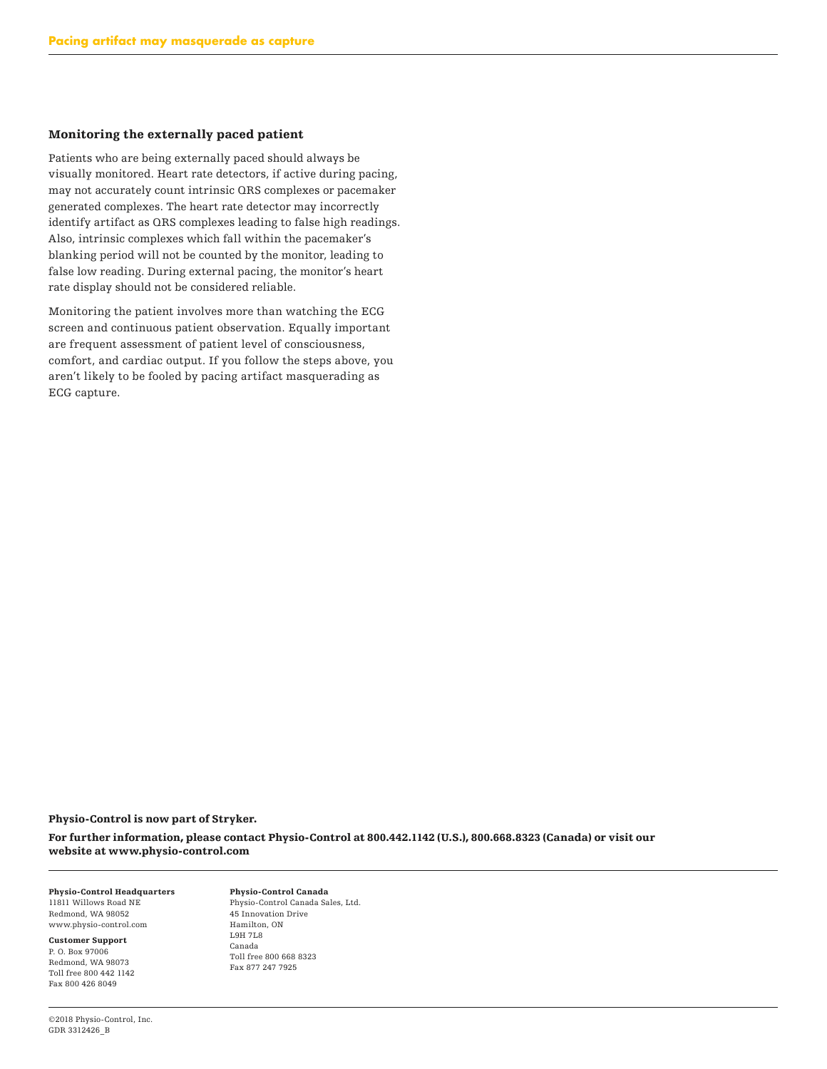### Monitoring the externally paced patient

Patients who are being externally paced should always be visually monitored. Heart rate detectors, if active during pacing, may not accurately count intrinsic QRS complexes or pacemaker generated complexes. The heart rate detector may incorrectly identify artifact as QRS complexes leading to false high readings. Also, intrinsic complexes which fall within the pacemaker's blanking period will not be counted by the monitor, leading to false low reading. During external pacing, the monitor's heart rate display should not be considered reliable.

Monitoring the patient involves more than watching the ECG screen and continuous patient observation. Equally important are frequent assessment of patient level of consciousness, comfort, and cardiac output. If you follow the steps above, you aren't likely to be fooled by pacing artifact masquerading as ECG capture.

**Physio-Control is now part of Stryker.**

**For further information, please contact Physio-Control at 800.442.1142 (U.S.), 800.668.8323 (Canada) or visit our website at www.physio-control.com**

**Physio-Control Headquarters**
11811 Willows Road NE
Redmond, WA 98052
www.physio-control.com

**Customer Support**
P. O. Box 97006
Redmond, WA 98073
Toll free 800 442 1142
Fax 800 426 8049

**Physio-Control Canada**
Physio-Control Canada Sales, Ltd.
45 Innovation Drive
Hamilton, ON
L9H 7L8
Canada
Toll free 800 668 8323
Fax 877 247 7925

©2018 Physio-Control, Inc.
GDR 3312426_B